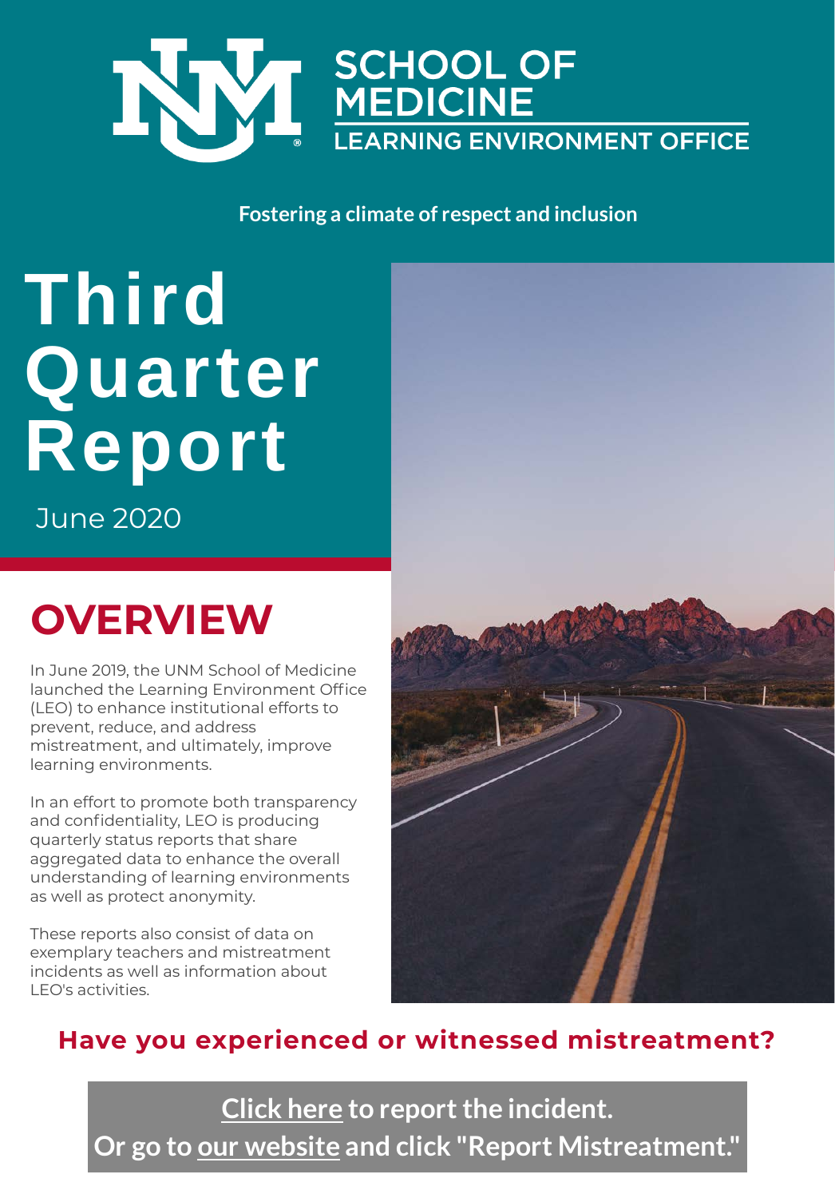SCHOOL OF MEDICINE
LEARNING ENVIRONMENT OFFICE

**Fostering a climate of respect and inclusion**

# Third Quarter Report

June 2020

## OVERVIEW

In June 2019, the UNM School of Medicine launched the Learning Environment Office (LEO) to enhance institutional efforts to prevent, reduce, and address mistreatment, and ultimately, improve learning environments.

In an effort to promote both transparency and confidentiality, LEO is producing quarterly status reports that share aggregated data to enhance the overall understanding of learning environments as well as protect anonymity.

These reports also consist of data on exemplary teachers and mistreatment incidents as well as information about LEO's activities.

**Have you experienced or witnessed mistreatment?**

**Click here to report the incident.**
**Or go to our website and click "Report Mistreatment."**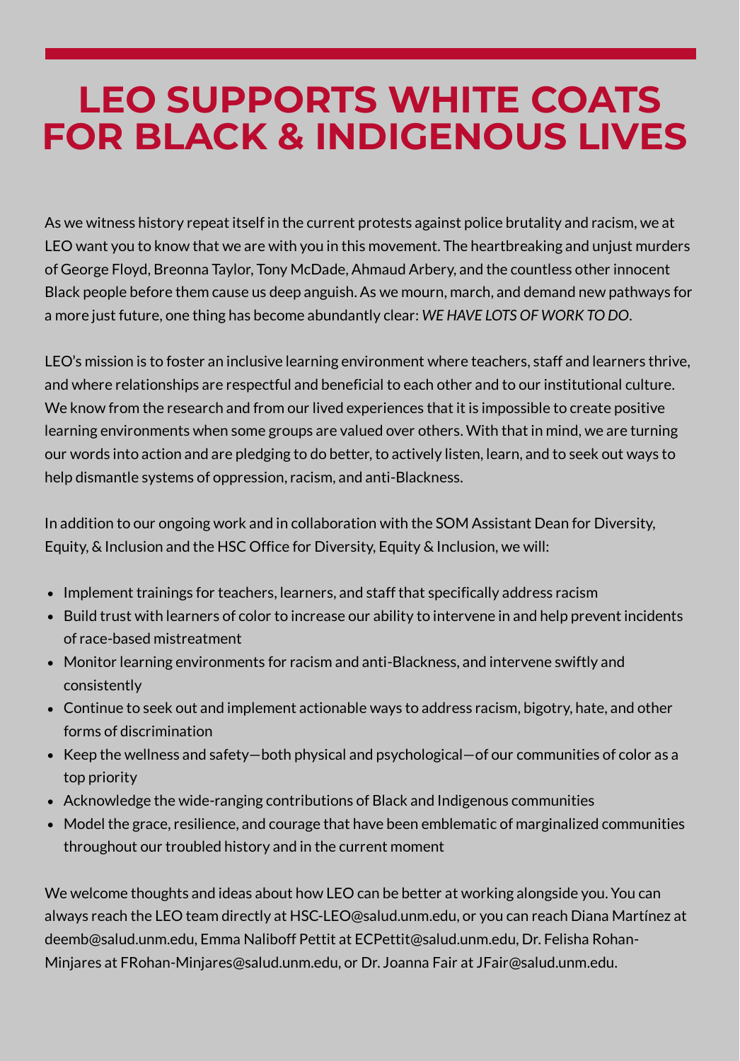# LEO SUPPORTS WHITE COATS FOR BLACK & INDIGENOUS LIVES

As we witness history repeat itself in the current protests against police brutality and racism, we at LEO want you to know that we are with you in this movement. The heartbreaking and unjust murders of George Floyd, Breonna Taylor, Tony McDade, Ahmaud Arbery, and the countless other innocent Black people before them cause us deep anguish. As we mourn, march, and demand new pathways for a more just future, one thing has become abundantly clear: *WE HAVE LOTS OF WORK TO DO*.

LEO's mission is to foster an inclusive learning environment where teachers, staff and learners thrive, and where relationships are respectful and beneficial to each other and to our institutional culture. We know from the research and from our lived experiences that it is impossible to create positive learning environments when some groups are valued over others. With that in mind, we are turning our words into action and are pledging to do better, to actively listen, learn, and to seek out ways to help dismantle systems of oppression, racism, and anti-Blackness.

In addition to our ongoing work and in collaboration with the SOM Assistant Dean for Diversity, Equity, & Inclusion and the HSC Office for Diversity, Equity & Inclusion, we will:

- Implement trainings for teachers, learners, and staff that specifically address racism
- Build trust with learners of color to increase our ability to intervene in and help prevent incidents of race-based mistreatment
- Monitor learning environments for racism and anti-Blackness, and intervene swiftly and consistently
- Continue to seek out and implement actionable ways to address racism, bigotry, hate, and other forms of discrimination
- Keep the wellness and safety—both physical and psychological—of our communities of color as a top priority
- Acknowledge the wide-ranging contributions of Black and Indigenous communities
- Model the grace, resilience, and courage that have been emblematic of marginalized communities throughout our troubled history and in the current moment

We welcome thoughts and ideas about how LEO can be better at working alongside you. You can always reach the LEO team directly at HSC-LEO@salud.unm.edu, or you can reach Diana Martínez at deemb@salud.unm.edu, Emma Naliboff Pettit at ECPettit@salud.unm.edu, Dr. Felisha Rohan-Minjares at FRohan-Minjares@salud.unm.edu, or Dr. Joanna Fair at JFair@salud.unm.edu.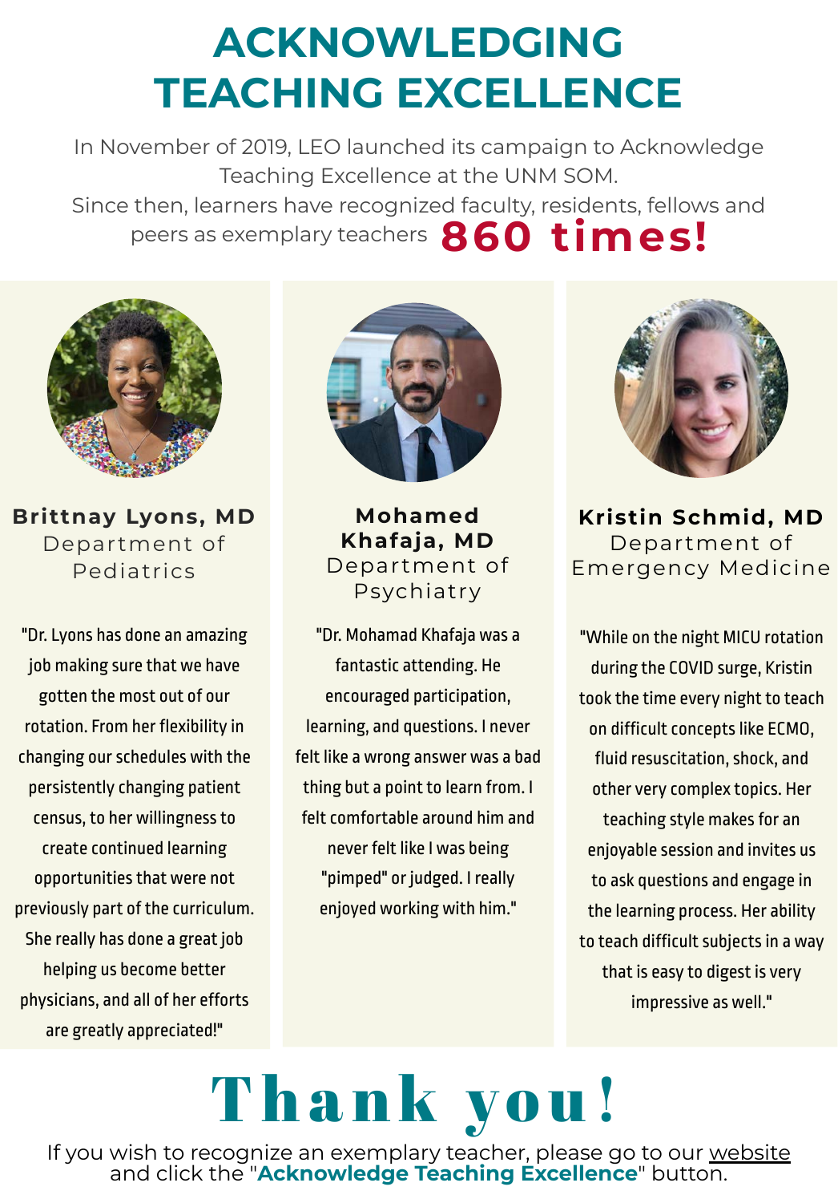# ACKNOWLEDGING TEACHING EXCELLENCE

In November of 2019, LEO launched its campaign to Acknowledge Teaching Excellence at the UNM SOM. Since then, learners have recognized faculty, residents, fellows and peers as exemplary teachers **860 times!**

**Brittnay Lyons, MD**
Department of Pediatrics

"Dr. Lyons has done an amazing job making sure that we have gotten the most out of our rotation. From her flexibility in changing our schedules with the persistently changing patient census, to her willingness to create continued learning opportunities that were not previously part of the curriculum. She really has done a great job helping us become better physicians, and all of her efforts are greatly appreciated!"

**Mohamed Khafaja, MD**
Department of Psychiatry

"Dr. Mohamad Khafaja was a fantastic attending. He encouraged participation, learning, and questions. I never felt like a wrong answer was a bad thing but a point to learn from. I felt comfortable around him and never felt like I was being "pimped" or judged. I really enjoyed working with him."

**Kristin Schmid, MD**
Department of Emergency Medicine

"While on the night MICU rotation during the COVID surge, Kristin took the time every night to teach on difficult concepts like ECMO, fluid resuscitation, shock, and other very complex topics. Her teaching style makes for an enjoyable session and invites us to ask questions and engage in the learning process. Her ability to teach difficult subjects in a way that is easy to digest is very impressive as well."

# Thank you!

If you wish to recognize an exemplary teacher, please go to our website and click the "**Acknowledge Teaching Excellence**" button.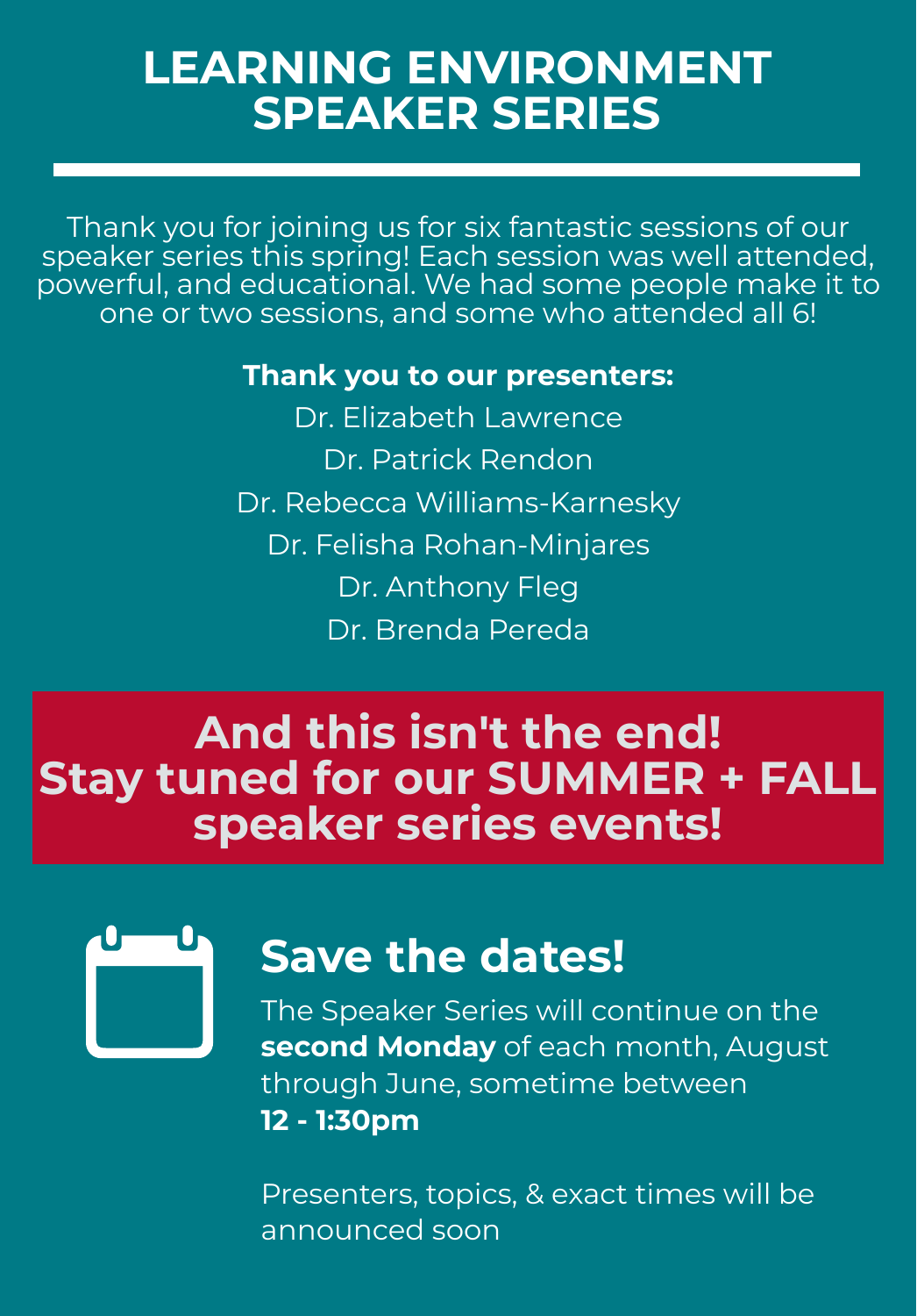# LEARNING ENVIRONMENT SPEAKER SERIES

Thank you for joining us for six fantastic sessions of our speaker series this spring! Each session was well attended, powerful, and educational. We had some people make it to one or two sessions, and some who attended all 6!

**Thank you to our presenters:**

Dr. Elizabeth Lawrence

Dr. Patrick Rendon

Dr. Rebecca Williams-Karnesky

Dr. Felisha Rohan-Minjares

Dr. Anthony Fleg

Dr. Brenda Pereda

## And this isn't the end! Stay tuned for our SUMMER + FALL speaker series events!

## Save the dates!

The Speaker Series will continue on the **second Monday** of each month, August through June, sometime between **12 - 1:30pm**

Presenters, topics, & exact times will be announced soon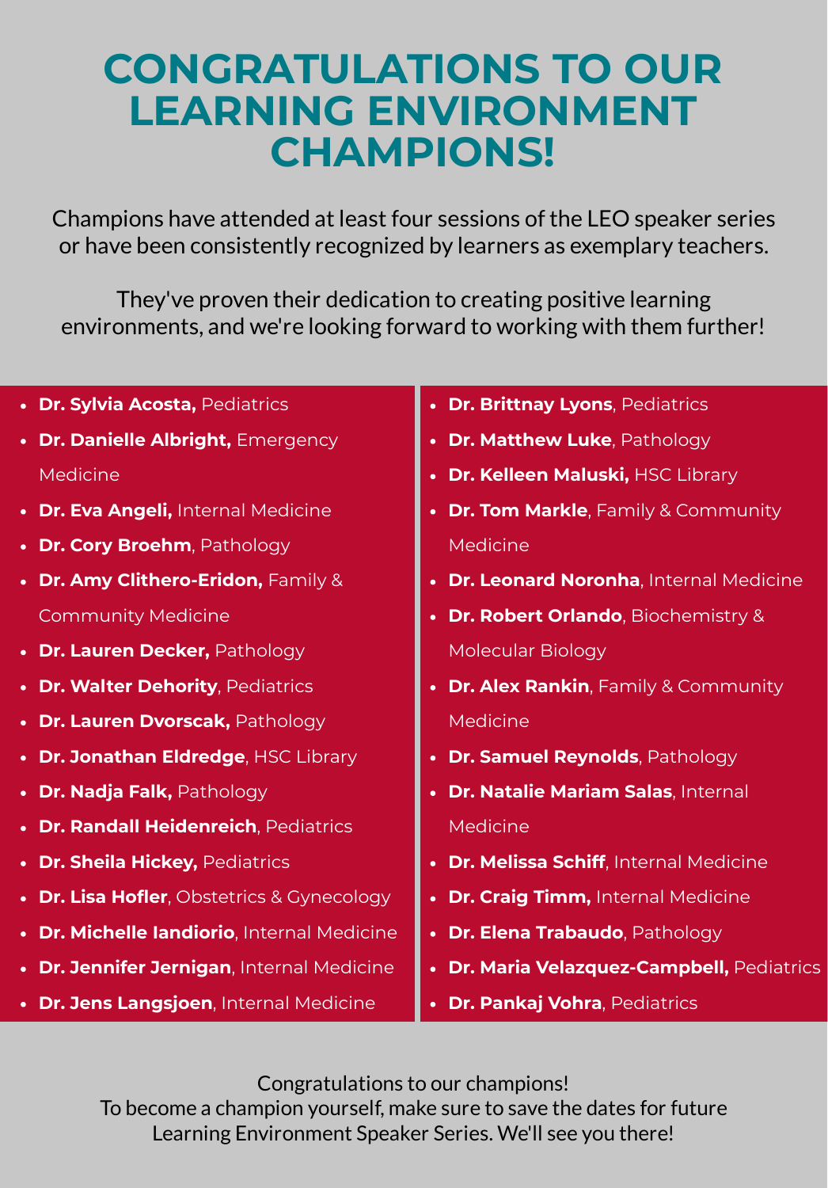# CONGRATULATIONS TO OUR LEARNING ENVIRONMENT CHAMPIONS!

Champions have attended at least four sessions of the LEO speaker series or have been consistently recognized by learners as exemplary teachers.

They've proven their dedication to creating positive learning environments, and we're looking forward to working with them further!

- **Dr. Sylvia Acosta,** Pediatrics
- **Dr. Danielle Albright,** Emergency Medicine
- **Dr. Eva Angeli,** Internal Medicine
- **Dr. Cory Broehm**, Pathology
- **Dr. Amy Clithero-Eridon,** Family & Community Medicine
- **Dr. Lauren Decker,** Pathology
- **Dr. Walter Dehority**, Pediatrics
- **Dr. Lauren Dvorscak,** Pathology
- **Dr. Jonathan Eldredge**, HSC Library
- **Dr. Nadja Falk,** Pathology
- **Dr. Randall Heidenreich**, Pediatrics
- **Dr. Sheila Hickey,** Pediatrics
- **Dr. Lisa Hofler**, Obstetrics & Gynecology
- **Dr. Michelle Iandiorio**, Internal Medicine
- **Dr. Jennifer Jernigan**, Internal Medicine
- **Dr. Jens Langsjoen**, Internal Medicine
- **Dr. Brittnay Lyons**, Pediatrics
- **Dr. Matthew Luke**, Pathology
- **Dr. Kelleen Maluski,** HSC Library
- **Dr. Tom Markle**, Family & Community Medicine
- **Dr. Leonard Noronha**, Internal Medicine
- **Dr. Robert Orlando**, Biochemistry & Molecular Biology
- **Dr. Alex Rankin**, Family & Community Medicine
- **Dr. Samuel Reynolds**, Pathology
- **Dr. Natalie Mariam Salas**, Internal Medicine
- **Dr. Melissa Schiff**, Internal Medicine
- **Dr. Craig Timm,** Internal Medicine
- **Dr. Elena Trabaudo**, Pathology
- **Dr. Maria Velazquez-Campbell,** Pediatrics
- **Dr. Pankaj Vohra**, Pediatrics

Congratulations to our champions!
To become a champion yourself, make sure to save the dates for future Learning Environment Speaker Series. We'll see you there!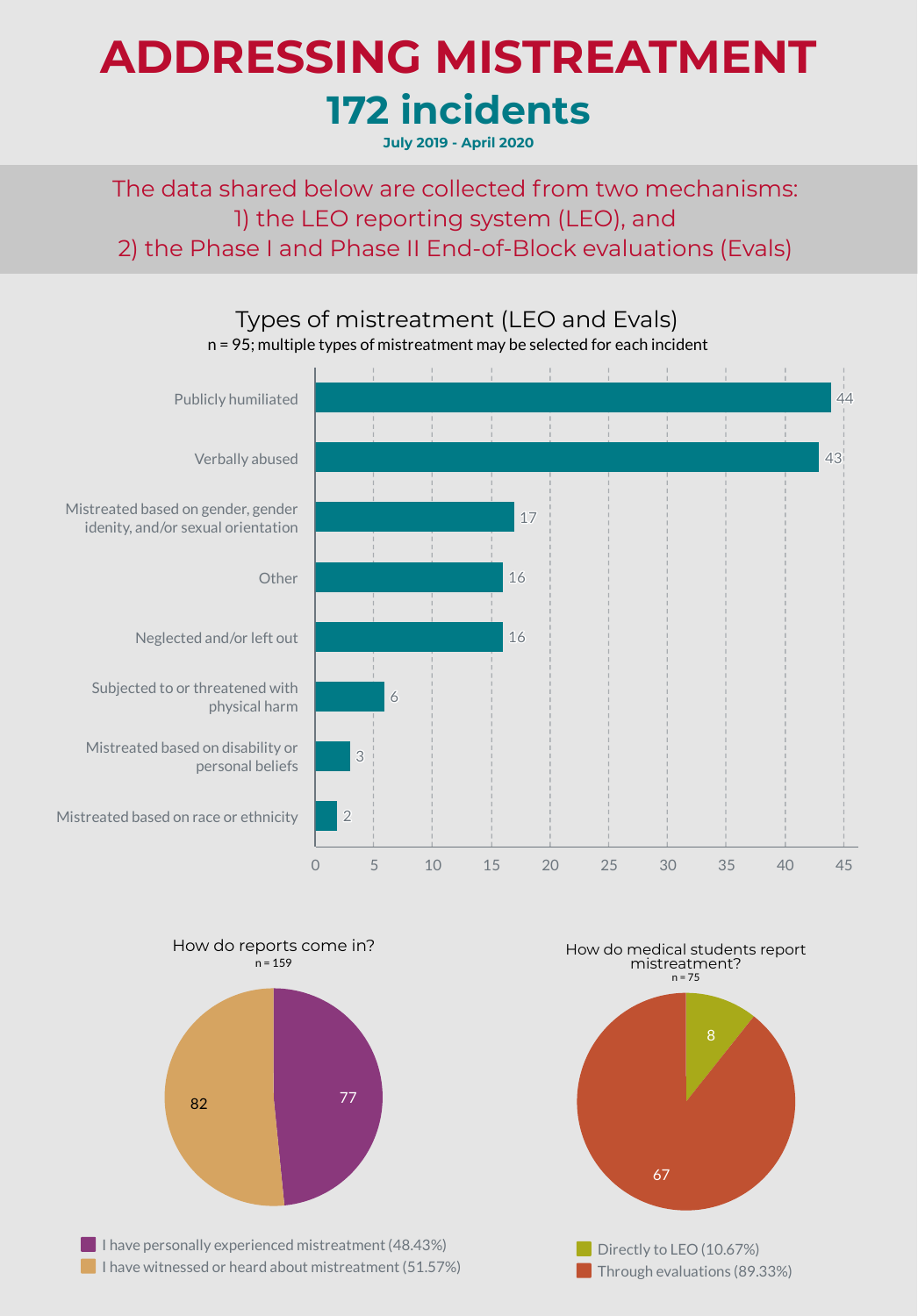# ADDRESSING MISTREATMENT

## 172 incidents

**July 2019 - April 2020**

The data shared below are collected from two mechanisms:
1) the LEO reporting system (LEO), and
2) the Phase I and Phase II End-of-Block evaluations (Evals)

### Types of mistreatment (LEO and Evals)

n = 95; multiple types of mistreatment may be selected for each incident

| Type of mistreatment | Count |
|---|---|
| Publicly humiliated | 44 |
| Verbally abused | 43 |
| Mistreated based on gender, gender idenity, and/or sexual orientation | 17 |
| Other | 16 |
| Neglected and/or left out | 16 |
| Subjected to or threatened with physical harm | 6 |
| Mistreated based on disability or personal beliefs | 3 |
| Mistreated based on race or ethnicity | 2 |

### How do reports come in?

n = 159

| Response | Count |
|---|---|
| I have personally experienced mistreatment (48.43%) | 77 |
| I have witnessed or heard about mistreatment (51.57%) | 82 |

### How do medical students report mistreatment?

n = 75

| Method | Count |
|---|---|
| Directly to LEO (10.67%) | 8 |
| Through evaluations (89.33%) | 67 |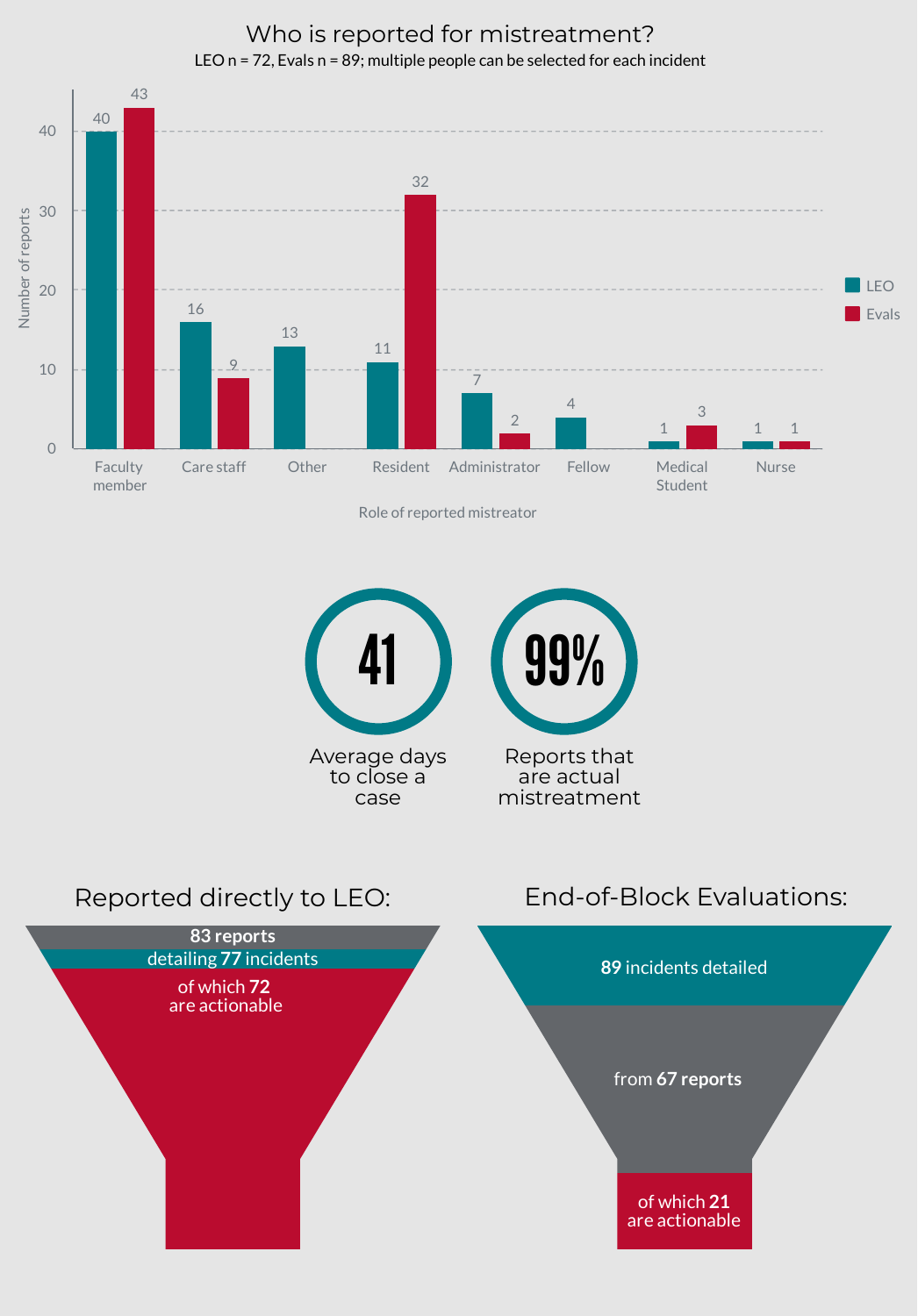## Who is reported for mistreatment?

LEO n = 72, Evals n = 89; multiple people can be selected for each incident

| Role of reported mistreator | LEO | Evals |
|---|---|---|
| Faculty member | 40 | 43 |
| Care staff | 16 | 9 |
| Other | 13 | |
| Resident | 11 | 32 |
| Administrator | 7 | 2 |
| Fellow | 4 | |
| Medical Student | 1 | 3 |
| Nurse | 1 | 1 |

**41**
Average days to close a case

**99%**
Reports that are actual mistreatment

### Reported directly to LEO:

**83** reports
detailing **77** incidents
of which **72** are actionable

### End-of-Block Evaluations:

**89** incidents detailed
from **67 reports**
of which **21** are actionable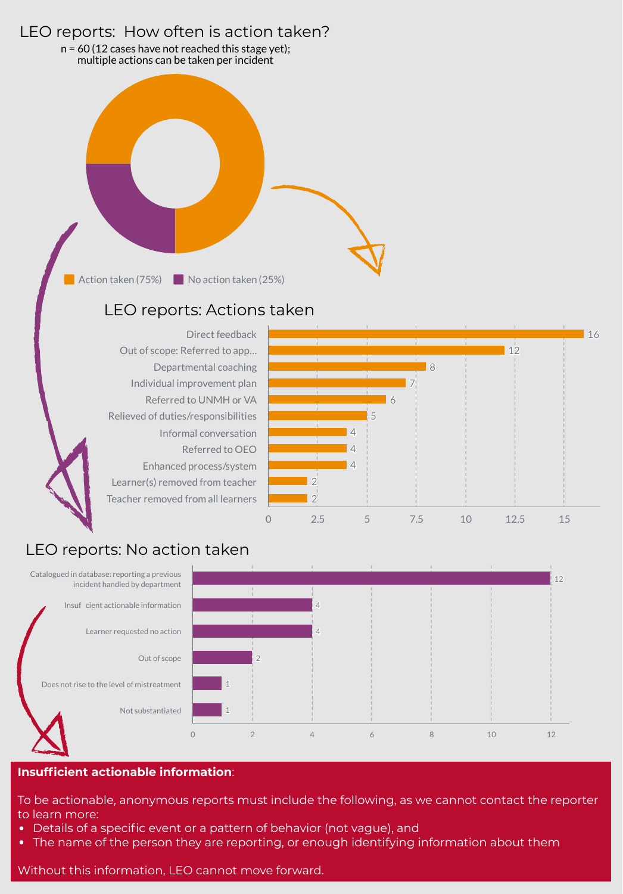## LEO reports: How often is action taken?

n = 60 (12 cases have not reached this stage yet); multiple actions can be taken per incident

| Outcome | Percentage |
|---|---|
| Action taken | 75% |
| No action taken | 25% |

## LEO reports: Actions taken

| Action | Count |
|---|---|
| Direct feedback | 16 |
| Out of scope: Referred to app... | 12 |
| Departmental coaching | 8 |
| Individual improvement plan | 7 |
| Referred to UNMH or VA | 6 |
| Relieved of duties/responsibilities | 5 |
| Informal conversation | 4 |
| Referred to OEO | 4 |
| Enhanced process/system | 4 |
| Learner(s) removed from teacher | 2 |
| Teacher removed from all learners | 2 |

## LEO reports: No action taken

| Reason | Count |
|---|---|
| Catalogued in database: reporting a previous incident handled by department | 12 |
| Insuf cient actionable information | 4 |
| Learner requested no action | 4 |
| Out of scope | 2 |
| Does not rise to the level of mistreatment | 1 |
| Not substantiated | 1 |

**Insufficient actionable information**:

To be actionable, anonymous reports must include the following, as we cannot contact the reporter to learn more:

- Details of a specific event or a pattern of behavior (not vague), and
- The name of the person they are reporting, or enough identifying information about them

Without this information, LEO cannot move forward.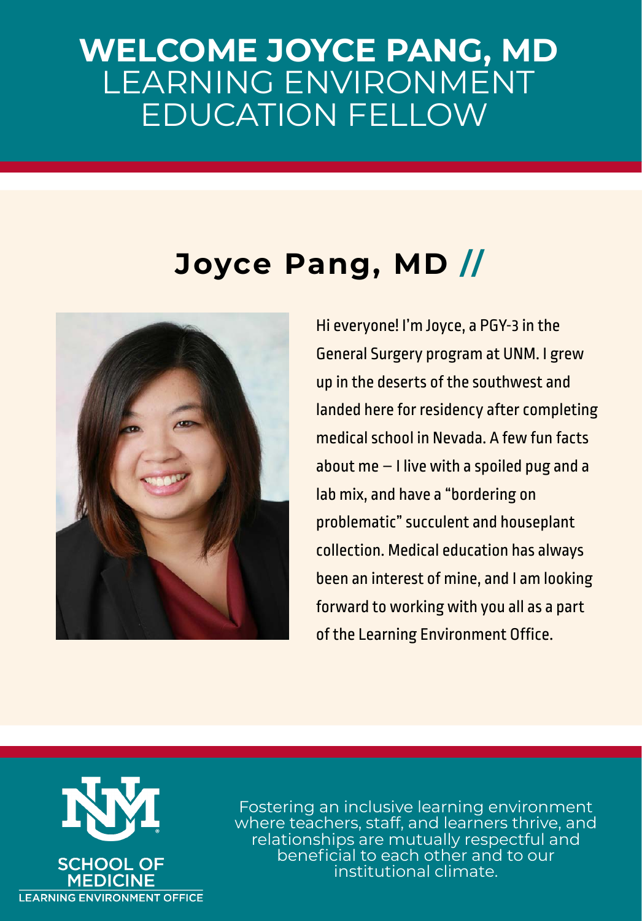# WELCOME JOYCE PANG, MD
# LEARNING ENVIRONMENT EDUCATION FELLOW

## Joyce Pang, MD //

Hi everyone! I'm Joyce, a PGY-3 in the General Surgery program at UNM. I grew up in the deserts of the southwest and landed here for residency after completing medical school in Nevada. A few fun facts about me – I live with a spoiled pug and a lab mix, and have a "bordering on problematic" succulent and houseplant collection. Medical education has always been an interest of mine, and I am looking forward to working with you all as a part of the Learning Environment Office.

SCHOOL OF MEDICINE
LEARNING ENVIRONMENT OFFICE

Fostering an inclusive learning environment where teachers, staff, and learners thrive, and relationships are mutually respectful and beneficial to each other and to our institutional climate.